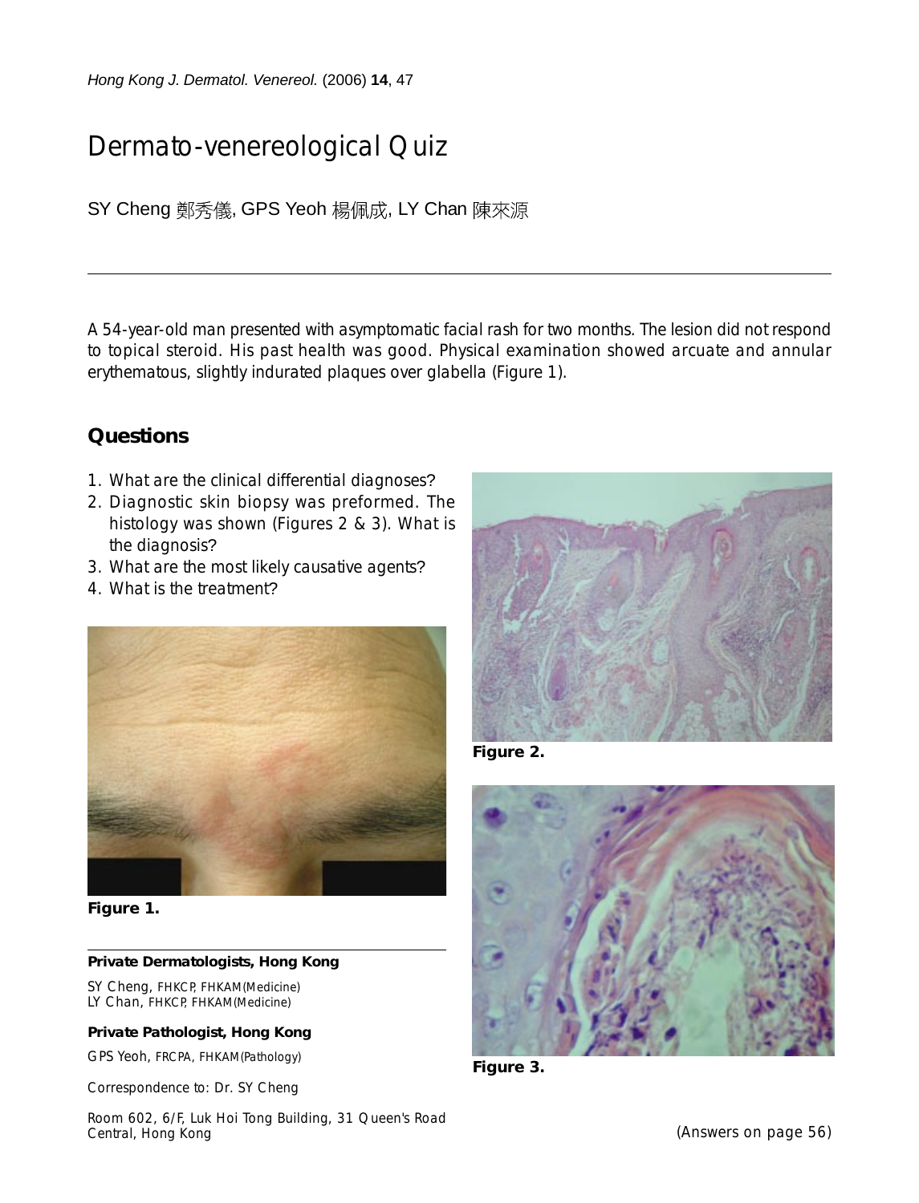# Dermato-venereological Quiz

SY Cheng 鄭秀儀, GPS Yeoh 楊佩成, LY Chan 陳來源

---

A 54-year-old man presented with asymptomatic facial rash for two months. The lesion did not respond to topical steroid. His past health was good. Physical examination showed arcuate and annular erythematous, slightly indurated plaques over glabella (Figure 1).

## Questions

1. What are the clinical differential diagnoses?
2. Diagnostic skin biopsy was preformed. The histology was shown (Figures 2 & 3). What is the diagnosis?
3. What are the most likely causative agents?
4. What is the treatment?

**Figure 1.**

**Figure 2.**

**Figure 3.**

---

**Private Dermatologists, Hong Kong**

SY Cheng, FHKCP, FHKAM(Medicine)
LY Chan, FHKCP, FHKAM(Medicine)

**Private Pathologist, Hong Kong**

GPS Yeoh, FRCPA, FHKAM(Pathology)

Correspondence to: Dr. SY Cheng

Room 602, 6/F, Luk Hoi Tong Building, 31 Queen's Road Central, Hong Kong

(Answers on page 56)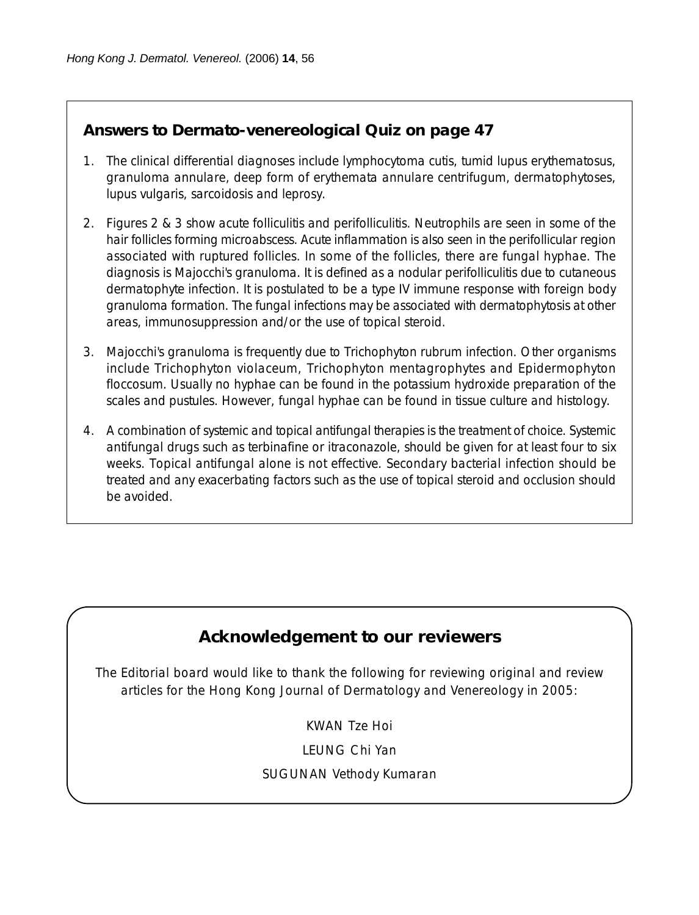## Answers to Dermato-venereological Quiz on page 47

1. The clinical differential diagnoses include lymphocytoma cutis, tumid lupus erythematosus, granuloma annulare, deep form of erythemata annulare centrifugum, dermatophytoses, lupus vulgaris, sarcoidosis and leprosy.

2. Figures 2 & 3 show acute folliculitis and perifolliculitis. Neutrophils are seen in some of the hair follicles forming microabscess. Acute inflammation is also seen in the perifollicular region associated with ruptured follicles. In some of the follicles, there are fungal hyphae. The diagnosis is Majocchi's granuloma. It is defined as a nodular perifolliculitis due to cutaneous dermatophyte infection. It is postulated to be a type IV immune response with foreign body granuloma formation. The fungal infections may be associated with dermatophytosis at other areas, immunosuppression and/or the use of topical steroid.

3. Majocchi's granuloma is frequently due to Trichophyton rubrum infection. Other organisms include Trichophyton violaceum, Trichophyton mentagrophytes and Epidermophyton floccosum. Usually no hyphae can be found in the potassium hydroxide preparation of the scales and pustules. However, fungal hyphae can be found in tissue culture and histology.

4. A combination of systemic and topical antifungal therapies is the treatment of choice. Systemic antifungal drugs such as terbinafine or itraconazole, should be given for at least four to six weeks. Topical antifungal alone is not effective. Secondary bacterial infection should be treated and any exacerbating factors such as the use of topical steroid and occlusion should be avoided.

## Acknowledgement to our reviewers

The Editorial board would like to thank the following for reviewing original and review articles for the Hong Kong Journal of Dermatology and Venereology in 2005:

KWAN Tze Hoi

LEUNG Chi Yan

SUGUNAN Vethody Kumaran